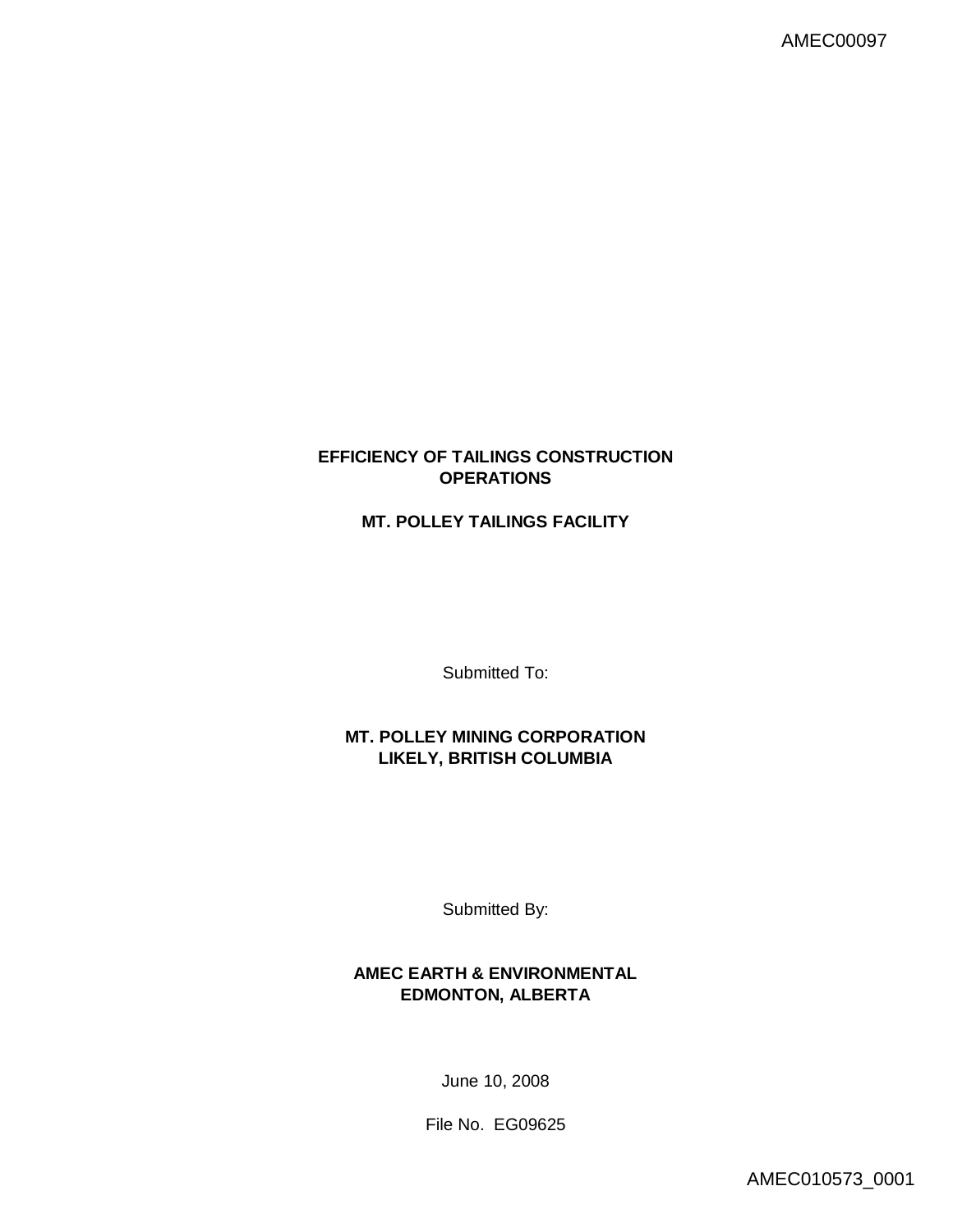# EFFICIENCY OF TAILINGS CONSTRUCTION OPERATIONS

## MT. POLLEY TAILINGS FACILITY

Submitted To:

**MT. POLLEY MINING CORPORATION**
**LIKELY, BRITISH COLUMBIA**

Submitted By:

**AMEC EARTH & ENVIRONMENTAL**
**EDMONTON, ALBERTA**

June 10, 2008

File No. EG09625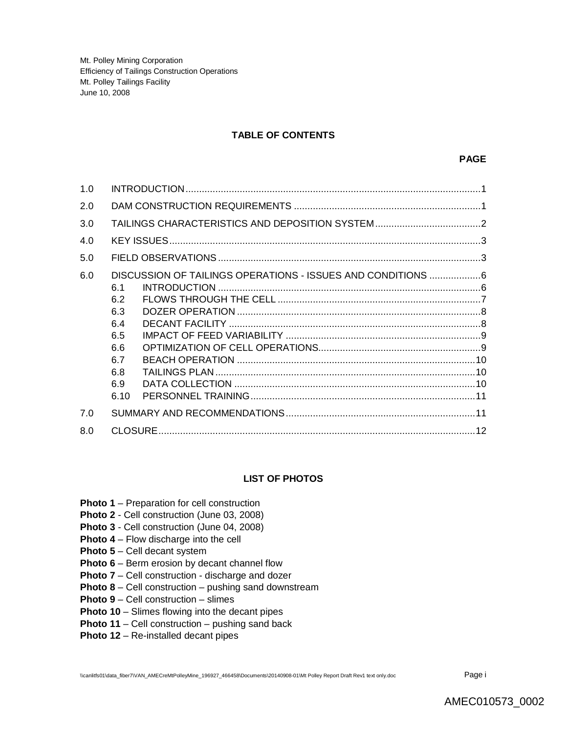Mt. Polley Mining Corporation
Efficiency of Tailings Construction Operations
Mt. Polley Tailings Facility
June 10, 2008

## TABLE OF CONTENTS

| | | PAGE |
|---|---|---|
| 1.0 | INTRODUCTION | 1 |
| 2.0 | DAM CONSTRUCTION REQUIREMENTS | 1 |
| 3.0 | TAILINGS CHARACTERISTICS AND DEPOSITION SYSTEM | 2 |
| 4.0 | KEY ISSUES | 3 |
| 5.0 | FIELD OBSERVATIONS | 3 |
| 6.0 | DISCUSSION OF TAILINGS OPERATIONS - ISSUES AND CONDITIONS | 6 |
| 6.1 | INTRODUCTION | 6 |
| 6.2 | FLOWS THROUGH THE CELL | 7 |
| 6.3 | DOZER OPERATION | 8 |
| 6.4 | DECANT FACILITY | 8 |
| 6.5 | IMPACT OF FEED VARIABILITY | 9 |
| 6.6 | OPTIMIZATION OF CELL OPERATIONS | 9 |
| 6.7 | BEACH OPERATION | 10 |
| 6.8 | TAILINGS PLAN | 10 |
| 6.9 | DATA COLLECTION | 10 |
| 6.10 | PERSONNEL TRAINING | 11 |
| 7.0 | SUMMARY AND RECOMMENDATIONS | 11 |
| 8.0 | CLOSURE | 12 |

## LIST OF PHOTOS

**Photo 1** – Preparation for cell construction
**Photo 2** - Cell construction (June 03, 2008)
**Photo 3** - Cell construction (June 04, 2008)
**Photo 4** – Flow discharge into the cell
**Photo 5** – Cell decant system
**Photo 6** – Berm erosion by decant channel flow
**Photo 7** – Cell construction - discharge and dozer
**Photo 8** – Cell construction – pushing sand downstream
**Photo 9** – Cell construction – slimes
**Photo 10** – Slimes flowing into the decant pipes
**Photo 11** – Cell construction – pushing sand back
**Photo 12** – Re-installed decant pipes

\\canlitfs01\data_fiber7\VAN_AMECreMtPolleyMine_196927_466458\Documents\20140908-01\Mt Polley Report Draft Rev1 text only.doc

AMEC010573_0002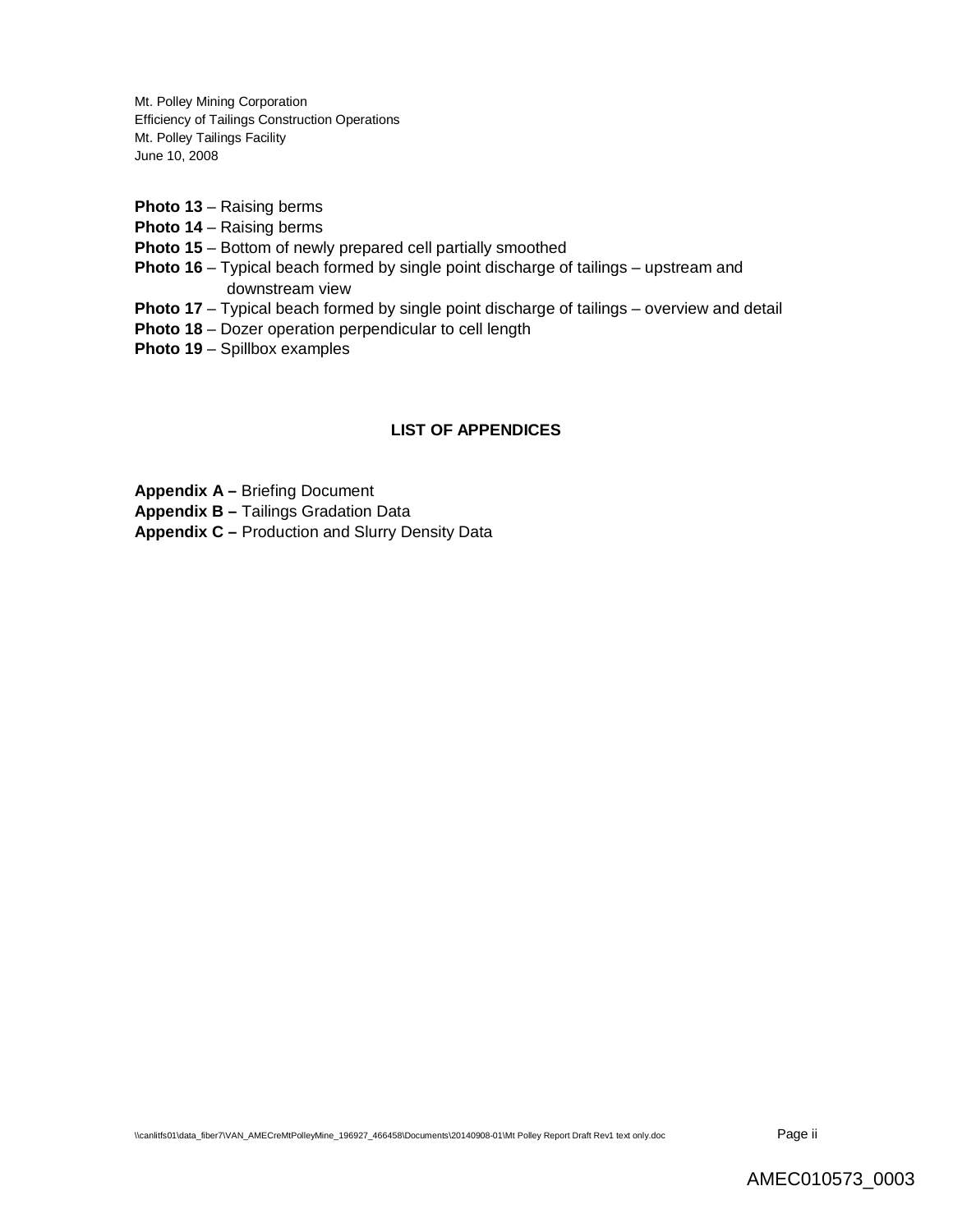**Photo 13** – Raising berms
**Photo 14** – Raising berms
**Photo 15** – Bottom of newly prepared cell partially smoothed
**Photo 16** – Typical beach formed by single point discharge of tailings – upstream and downstream view
**Photo 17** – Typical beach formed by single point discharge of tailings – overview and detail
**Photo 18** – Dozer operation perpendicular to cell length
**Photo 19** – Spillbox examples

## LIST OF APPENDICES

**Appendix A –** Briefing Document
**Appendix B –** Tailings Gradation Data
**Appendix C –** Production and Slurry Density Data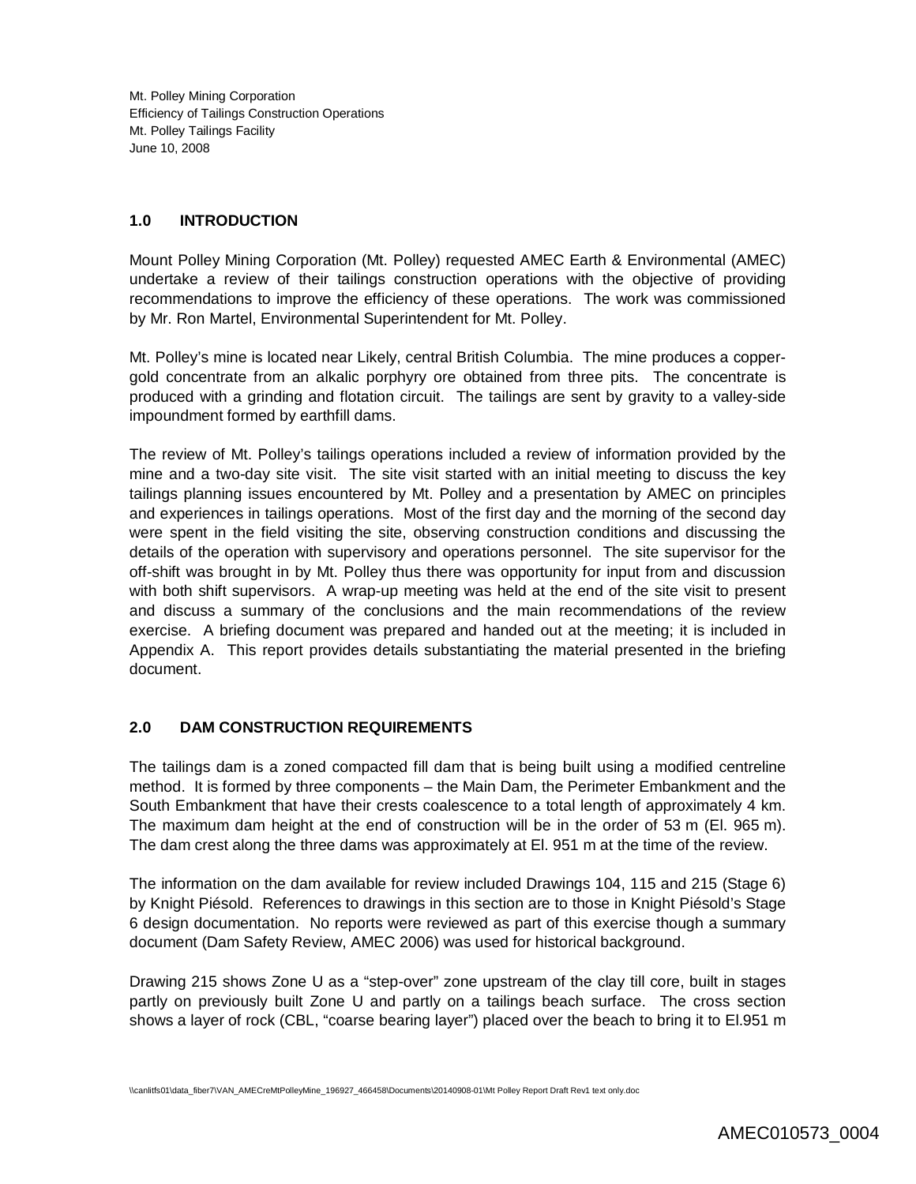Mt. Polley Mining Corporation
Efficiency of Tailings Construction Operations
Mt. Polley Tailings Facility
June 10, 2008

## 1.0 INTRODUCTION

Mount Polley Mining Corporation (Mt. Polley) requested AMEC Earth & Environmental (AMEC) undertake a review of their tailings construction operations with the objective of providing recommendations to improve the efficiency of these operations. The work was commissioned by Mr. Ron Martel, Environmental Superintendent for Mt. Polley.

Mt. Polley's mine is located near Likely, central British Columbia. The mine produces a copper-gold concentrate from an alkalic porphyry ore obtained from three pits. The concentrate is produced with a grinding and flotation circuit. The tailings are sent by gravity to a valley-side impoundment formed by earthfill dams.

The review of Mt. Polley's tailings operations included a review of information provided by the mine and a two-day site visit. The site visit started with an initial meeting to discuss the key tailings planning issues encountered by Mt. Polley and a presentation by AMEC on principles and experiences in tailings operations. Most of the first day and the morning of the second day were spent in the field visiting the site, observing construction conditions and discussing the details of the operation with supervisory and operations personnel. The site supervisor for the off-shift was brought in by Mt. Polley thus there was opportunity for input from and discussion with both shift supervisors. A wrap-up meeting was held at the end of the site visit to present and discuss a summary of the conclusions and the main recommendations of the review exercise. A briefing document was prepared and handed out at the meeting; it is included in Appendix A. This report provides details substantiating the material presented in the briefing document.

## 2.0 DAM CONSTRUCTION REQUIREMENTS

The tailings dam is a zoned compacted fill dam that is being built using a modified centreline method. It is formed by three components – the Main Dam, the Perimeter Embankment and the South Embankment that have their crests coalescence to a total length of approximately 4 km. The maximum dam height at the end of construction will be in the order of 53 m (El. 965 m). The dam crest along the three dams was approximately at El. 951 m at the time of the review.

The information on the dam available for review included Drawings 104, 115 and 215 (Stage 6) by Knight Piésold. References to drawings in this section are to those in Knight Piésold's Stage 6 design documentation. No reports were reviewed as part of this exercise though a summary document (Dam Safety Review, AMEC 2006) was used for historical background.

Drawing 215 shows Zone U as a "step-over" zone upstream of the clay till core, built in stages partly on previously built Zone U and partly on a tailings beach surface. The cross section shows a layer of rock (CBL, "coarse bearing layer") placed over the beach to bring it to El.951 m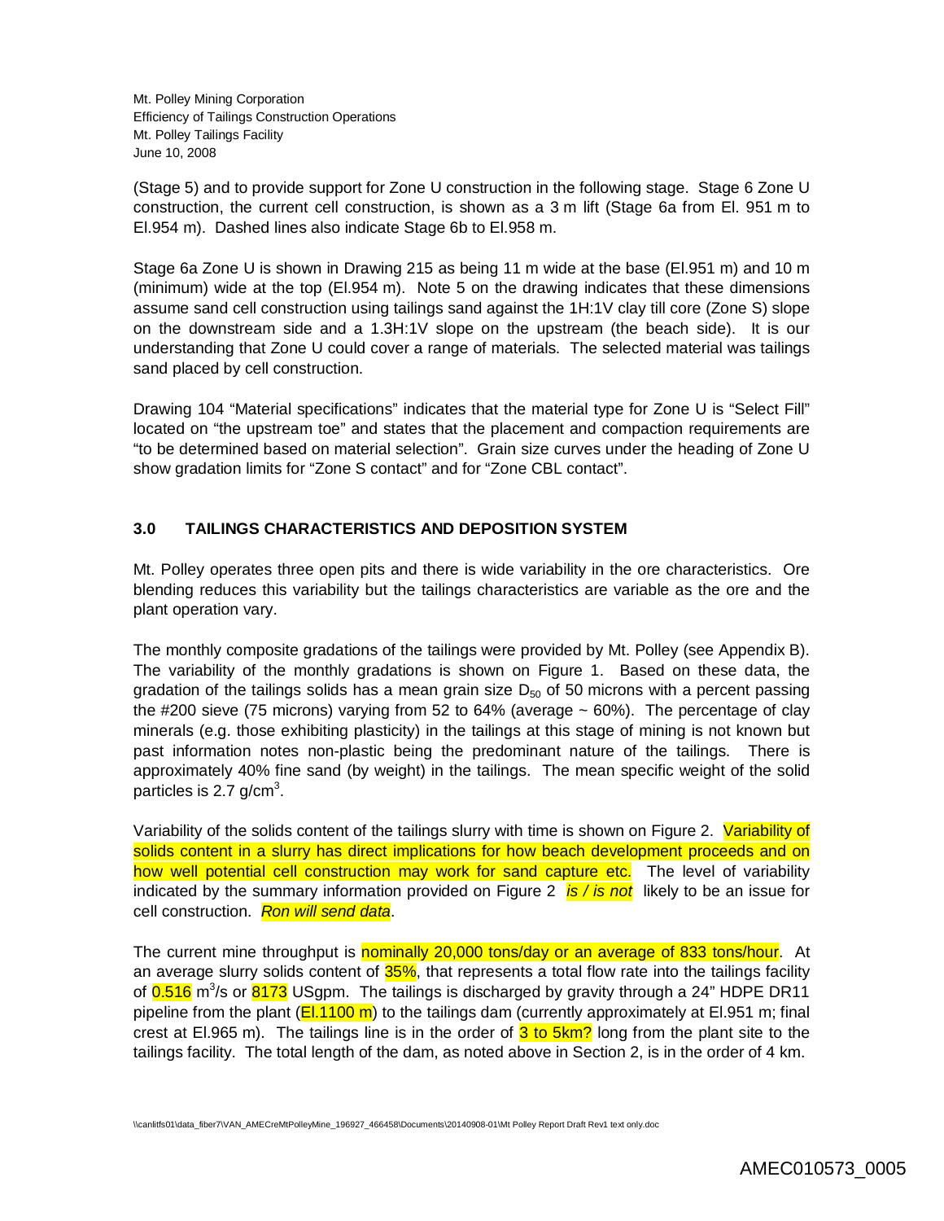(Stage 5) and to provide support for Zone U construction in the following stage. Stage 6 Zone U construction, the current cell construction, is shown as a 3 m lift (Stage 6a from El. 951 m to El.954 m). Dashed lines also indicate Stage 6b to El.958 m.

Stage 6a Zone U is shown in Drawing 215 as being 11 m wide at the base (El.951 m) and 10 m (minimum) wide at the top (El.954 m). Note 5 on the drawing indicates that these dimensions assume sand cell construction using tailings sand against the 1H:1V clay till core (Zone S) slope on the downstream side and a 1.3H:1V slope on the upstream (the beach side). It is our understanding that Zone U could cover a range of materials. The selected material was tailings sand placed by cell construction.

Drawing 104 "Material specifications" indicates that the material type for Zone U is "Select Fill" located on "the upstream toe" and states that the placement and compaction requirements are "to be determined based on material selection". Grain size curves under the heading of Zone U show gradation limits for "Zone S contact" and for "Zone CBL contact".

## 3.0 TAILINGS CHARACTERISTICS AND DEPOSITION SYSTEM

Mt. Polley operates three open pits and there is wide variability in the ore characteristics. Ore blending reduces this variability but the tailings characteristics are variable as the ore and the plant operation vary.

The monthly composite gradations of the tailings were provided by Mt. Polley (see Appendix B). The variability of the monthly gradations is shown on Figure 1. Based on these data, the gradation of the tailings solids has a mean grain size $D_{50}$ of 50 microns with a percent passing the #200 sieve (75 microns) varying from 52 to 64% (average ~ 60%). The percentage of clay minerals (e.g. those exhibiting plasticity) in the tailings at this stage of mining is not known but past information notes non-plastic being the predominant nature of the tailings. There is approximately 40% fine sand (by weight) in the tailings. The mean specific weight of the solid particles is 2.7 g/cm$^3$.

Variability of the solids content of the tailings slurry with time is shown on Figure 2. Variability of solids content in a slurry has direct implications for how beach development proceeds and on how well potential cell construction may work for sand capture etc. The level of variability indicated by the summary information provided on Figure 2 ***is / is not*** likely to be an issue for cell construction. *Ron will send data*.

The current mine throughput is nominally 20,000 tons/day or an average of 833 tons/hour. At an average slurry solids content of 35%, that represents a total flow rate into the tailings facility of 0.516 m$^3$/s or 8173 USgpm. The tailings is discharged by gravity through a 24" HDPE DR11 pipeline from the plant (El.1100 m) to the tailings dam (currently approximately at El.951 m; final crest at El.965 m). The tailings line is in the order of 3 to 5km? long from the plant site to the tailings facility. The total length of the dam, as noted above in Section 2, is in the order of 4 km.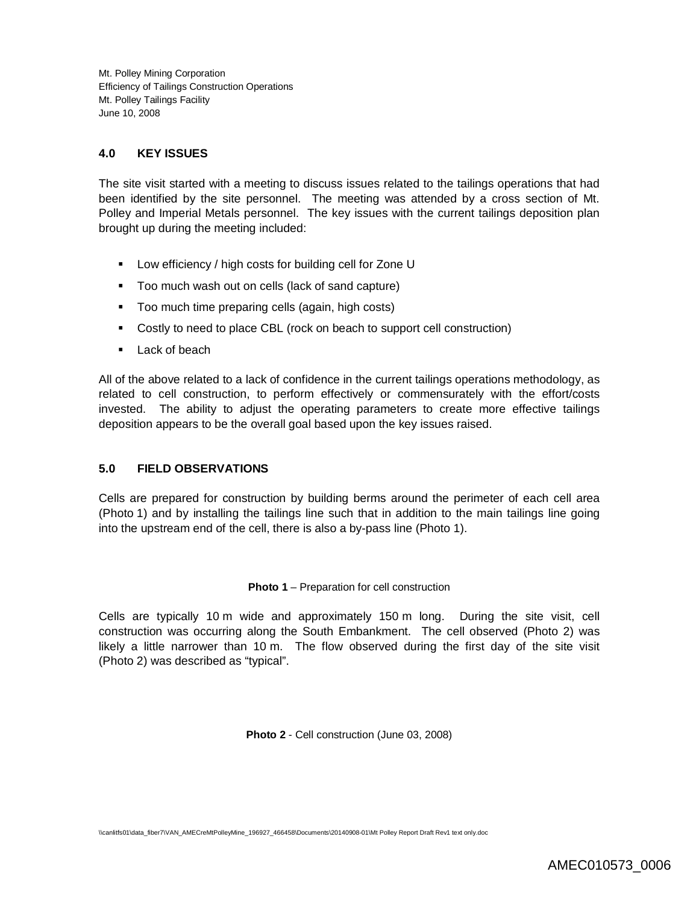## 4.0 KEY ISSUES

The site visit started with a meeting to discuss issues related to the tailings operations that had been identified by the site personnel. The meeting was attended by a cross section of Mt. Polley and Imperial Metals personnel. The key issues with the current tailings deposition plan brought up during the meeting included:

- Low efficiency / high costs for building cell for Zone U
- Too much wash out on cells (lack of sand capture)
- Too much time preparing cells (again, high costs)
- Costly to need to place CBL (rock on beach to support cell construction)
- Lack of beach

All of the above related to a lack of confidence in the current tailings operations methodology, as related to cell construction, to perform effectively or commensurately with the effort/costs invested. The ability to adjust the operating parameters to create more effective tailings deposition appears to be the overall goal based upon the key issues raised.

## 5.0 FIELD OBSERVATIONS

Cells are prepared for construction by building berms around the perimeter of each cell area (Photo 1) and by installing the tailings line such that in addition to the main tailings line going into the upstream end of the cell, there is also a by-pass line (Photo 1).

**Photo 1** – Preparation for cell construction

Cells are typically 10 m wide and approximately 150 m long. During the site visit, cell construction was occurring along the South Embankment. The cell observed (Photo 2) was likely a little narrower than 10 m. The flow observed during the first day of the site visit (Photo 2) was described as "typical".

**Photo 2** - Cell construction (June 03, 2008)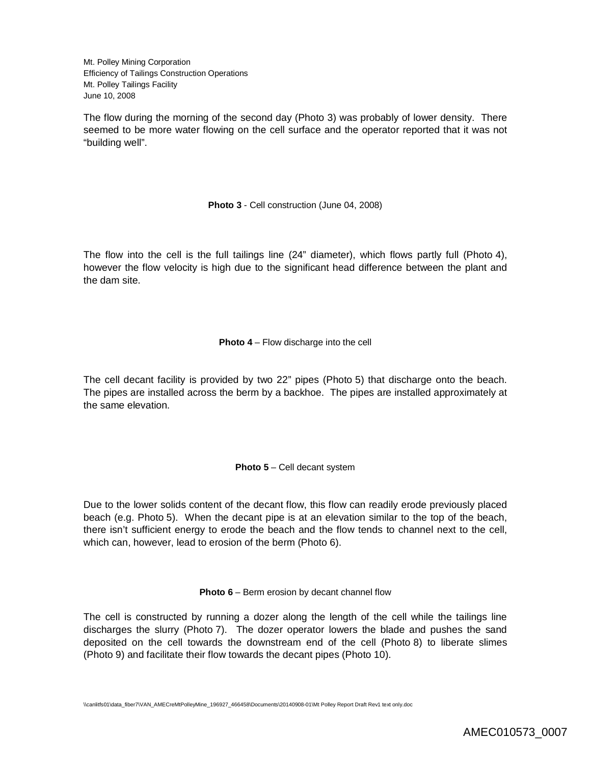The flow during the morning of the second day (Photo 3) was probably of lower density. There seemed to be more water flowing on the cell surface and the operator reported that it was not "building well".

**Photo 3** - Cell construction (June 04, 2008)

The flow into the cell is the full tailings line (24" diameter), which flows partly full (Photo 4), however the flow velocity is high due to the significant head difference between the plant and the dam site.

**Photo 4** – Flow discharge into the cell

The cell decant facility is provided by two 22" pipes (Photo 5) that discharge onto the beach. The pipes are installed across the berm by a backhoe. The pipes are installed approximately at the same elevation.

**Photo 5** – Cell decant system

Due to the lower solids content of the decant flow, this flow can readily erode previously placed beach (e.g. Photo 5). When the decant pipe is at an elevation similar to the top of the beach, there isn't sufficient energy to erode the beach and the flow tends to channel next to the cell, which can, however, lead to erosion of the berm (Photo 6).

**Photo 6** – Berm erosion by decant channel flow

The cell is constructed by running a dozer along the length of the cell while the tailings line discharges the slurry (Photo 7). The dozer operator lowers the blade and pushes the sand deposited on the cell towards the downstream end of the cell (Photo 8) to liberate slimes (Photo 9) and facilitate their flow towards the decant pipes (Photo 10).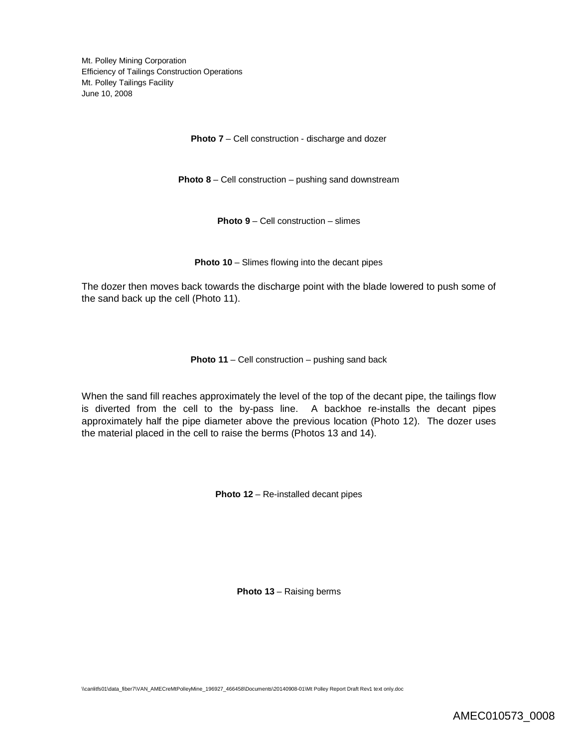**Photo 7** – Cell construction - discharge and dozer

**Photo 8** – Cell construction – pushing sand downstream

**Photo 9** – Cell construction – slimes

**Photo 10** – Slimes flowing into the decant pipes

The dozer then moves back towards the discharge point with the blade lowered to push some of the sand back up the cell (Photo 11).

**Photo 11** – Cell construction – pushing sand back

When the sand fill reaches approximately the level of the top of the decant pipe, the tailings flow is diverted from the cell to the by-pass line. A backhoe re-installs the decant pipes approximately half the pipe diameter above the previous location (Photo 12). The dozer uses the material placed in the cell to raise the berms (Photos 13 and 14).

**Photo 12** – Re-installed decant pipes

**Photo 13** – Raising berms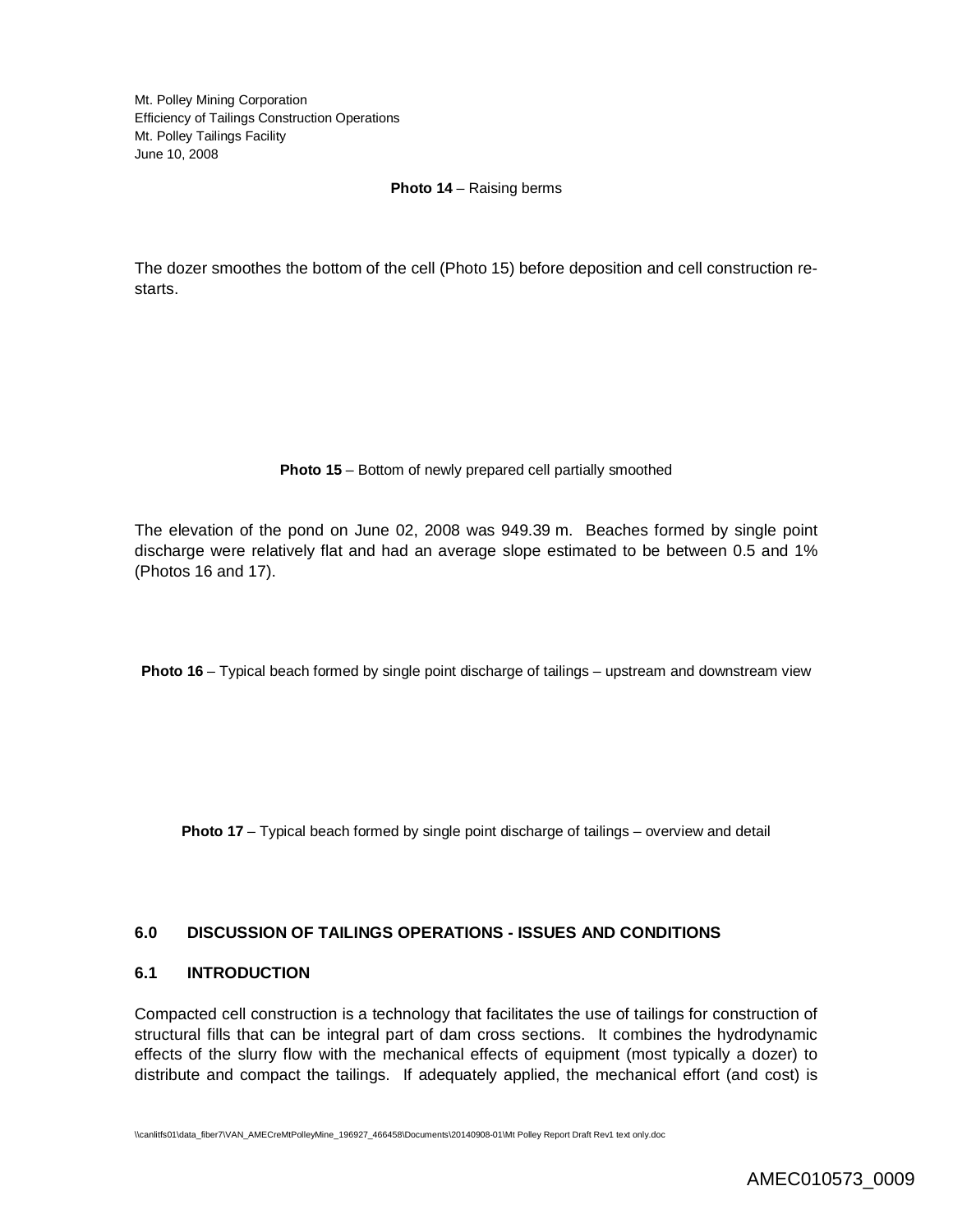**Photo 14** – Raising berms

The dozer smoothes the bottom of the cell (Photo 15) before deposition and cell construction re-starts.

**Photo 15** – Bottom of newly prepared cell partially smoothed

The elevation of the pond on June 02, 2008 was 949.39 m. Beaches formed by single point discharge were relatively flat and had an average slope estimated to be between 0.5 and 1% (Photos 16 and 17).

**Photo 16** – Typical beach formed by single point discharge of tailings – upstream and downstream view

**Photo 17** – Typical beach formed by single point discharge of tailings – overview and detail

## 6.0 DISCUSSION OF TAILINGS OPERATIONS - ISSUES AND CONDITIONS

### 6.1 INTRODUCTION

Compacted cell construction is a technology that facilitates the use of tailings for construction of structural fills that can be integral part of dam cross sections. It combines the hydrodynamic effects of the slurry flow with the mechanical effects of equipment (most typically a dozer) to distribute and compact the tailings. If adequately applied, the mechanical effort (and cost) is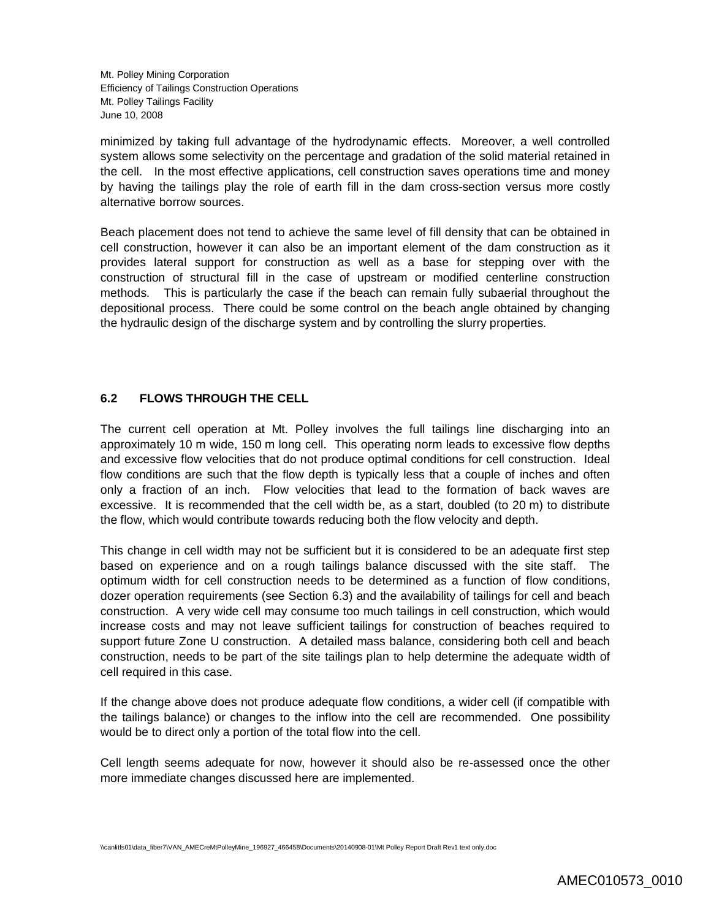minimized by taking full advantage of the hydrodynamic effects. Moreover, a well controlled system allows some selectivity on the percentage and gradation of the solid material retained in the cell. In the most effective applications, cell construction saves operations time and money by having the tailings play the role of earth fill in the dam cross-section versus more costly alternative borrow sources.

Beach placement does not tend to achieve the same level of fill density that can be obtained in cell construction, however it can also be an important element of the dam construction as it provides lateral support for construction as well as a base for stepping over with the construction of structural fill in the case of upstream or modified centerline construction methods. This is particularly the case if the beach can remain fully subaerial throughout the depositional process. There could be some control on the beach angle obtained by changing the hydraulic design of the discharge system and by controlling the slurry properties.

### 6.2 FLOWS THROUGH THE CELL

The current cell operation at Mt. Polley involves the full tailings line discharging into an approximately 10 m wide, 150 m long cell. This operating norm leads to excessive flow depths and excessive flow velocities that do not produce optimal conditions for cell construction. Ideal flow conditions are such that the flow depth is typically less that a couple of inches and often only a fraction of an inch. Flow velocities that lead to the formation of back waves are excessive. It is recommended that the cell width be, as a start, doubled (to 20 m) to distribute the flow, which would contribute towards reducing both the flow velocity and depth.

This change in cell width may not be sufficient but it is considered to be an adequate first step based on experience and on a rough tailings balance discussed with the site staff. The optimum width for cell construction needs to be determined as a function of flow conditions, dozer operation requirements (see Section 6.3) and the availability of tailings for cell and beach construction. A very wide cell may consume too much tailings in cell construction, which would increase costs and may not leave sufficient tailings for construction of beaches required to support future Zone U construction. A detailed mass balance, considering both cell and beach construction, needs to be part of the site tailings plan to help determine the adequate width of cell required in this case.

If the change above does not produce adequate flow conditions, a wider cell (if compatible with the tailings balance) or changes to the inflow into the cell are recommended. One possibility would be to direct only a portion of the total flow into the cell.

Cell length seems adequate for now, however it should also be re-assessed once the other more immediate changes discussed here are implemented.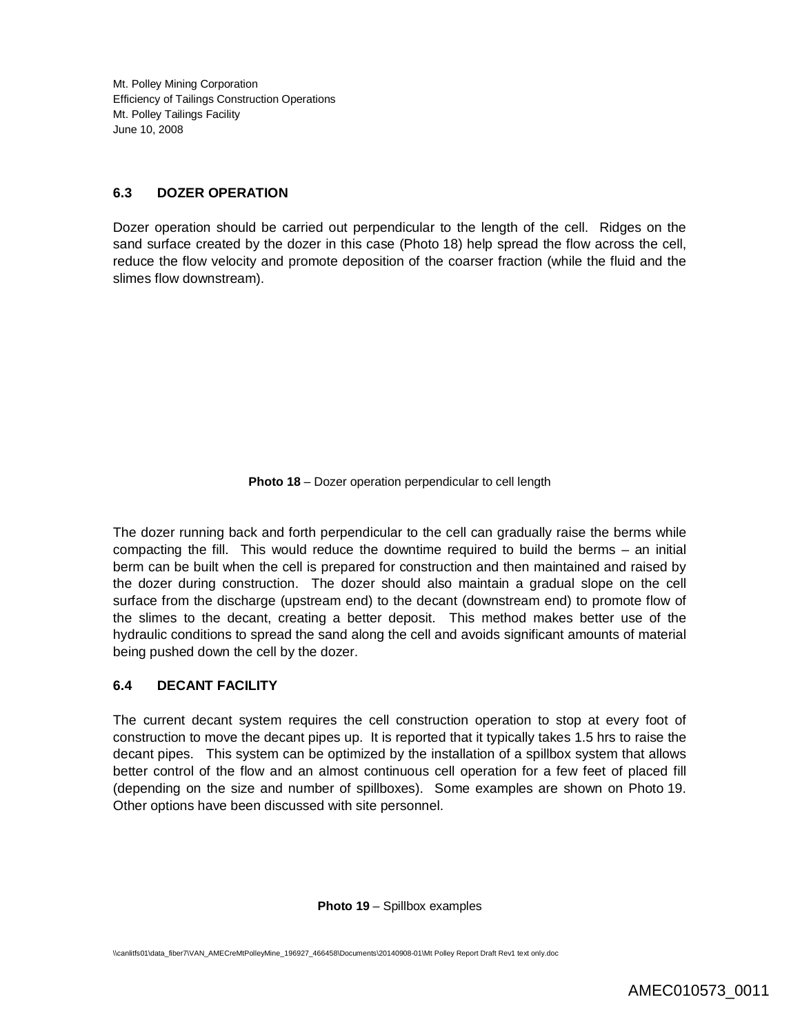## 6.3 DOZER OPERATION

Dozer operation should be carried out perpendicular to the length of the cell. Ridges on the sand surface created by the dozer in this case (Photo 18) help spread the flow across the cell, reduce the flow velocity and promote deposition of the coarser fraction (while the fluid and the slimes flow downstream).

**Photo 18** – Dozer operation perpendicular to cell length

The dozer running back and forth perpendicular to the cell can gradually raise the berms while compacting the fill. This would reduce the downtime required to build the berms – an initial berm can be built when the cell is prepared for construction and then maintained and raised by the dozer during construction. The dozer should also maintain a gradual slope on the cell surface from the discharge (upstream end) to the decant (downstream end) to promote flow of the slimes to the decant, creating a better deposit. This method makes better use of the hydraulic conditions to spread the sand along the cell and avoids significant amounts of material being pushed down the cell by the dozer.

## 6.4 DECANT FACILITY

The current decant system requires the cell construction operation to stop at every foot of construction to move the decant pipes up. It is reported that it typically takes 1.5 hrs to raise the decant pipes. This system can be optimized by the installation of a spillbox system that allows better control of the flow and an almost continuous cell operation for a few feet of placed fill (depending on the size and number of spillboxes). Some examples are shown on Photo 19. Other options have been discussed with site personnel.

**Photo 19** – Spillbox examples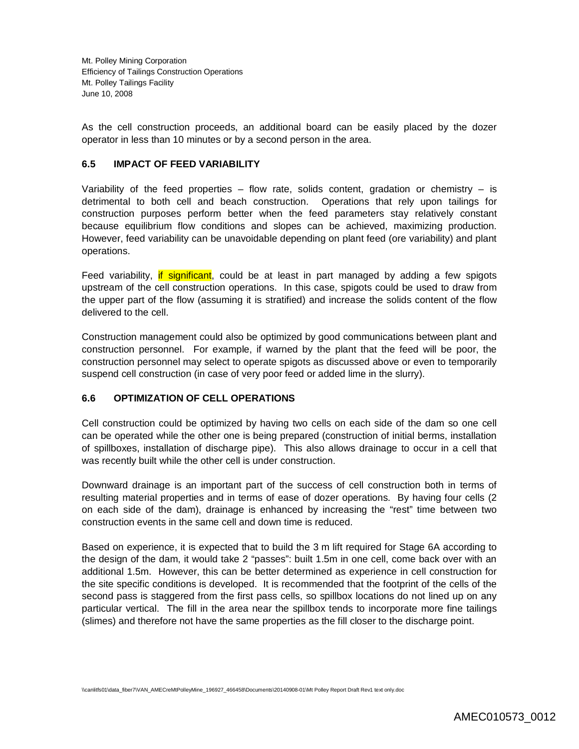As the cell construction proceeds, an additional board can be easily placed by the dozer operator in less than 10 minutes or by a second person in the area.

### 6.5 IMPACT OF FEED VARIABILITY

Variability of the feed properties – flow rate, solids content, gradation or chemistry – is detrimental to both cell and beach construction. Operations that rely upon tailings for construction purposes perform better when the feed parameters stay relatively constant because equilibrium flow conditions and slopes can be achieved, maximizing production. However, feed variability can be unavoidable depending on plant feed (ore variability) and plant operations.

Feed variability, if significant, could be at least in part managed by adding a few spigots upstream of the cell construction operations. In this case, spigots could be used to draw from the upper part of the flow (assuming it is stratified) and increase the solids content of the flow delivered to the cell.

Construction management could also be optimized by good communications between plant and construction personnel. For example, if warned by the plant that the feed will be poor, the construction personnel may select to operate spigots as discussed above or even to temporarily suspend cell construction (in case of very poor feed or added lime in the slurry).

### 6.6 OPTIMIZATION OF CELL OPERATIONS

Cell construction could be optimized by having two cells on each side of the dam so one cell can be operated while the other one is being prepared (construction of initial berms, installation of spillboxes, installation of discharge pipe). This also allows drainage to occur in a cell that was recently built while the other cell is under construction.

Downward drainage is an important part of the success of cell construction both in terms of resulting material properties and in terms of ease of dozer operations. By having four cells (2 on each side of the dam), drainage is enhanced by increasing the "rest" time between two construction events in the same cell and down time is reduced.

Based on experience, it is expected that to build the 3 m lift required for Stage 6A according to the design of the dam, it would take 2 "passes": built 1.5m in one cell, come back over with an additional 1.5m. However, this can be better determined as experience in cell construction for the site specific conditions is developed. It is recommended that the footprint of the cells of the second pass is staggered from the first pass cells, so spillbox locations do not lined up on any particular vertical. The fill in the area near the spillbox tends to incorporate more fine tailings (slimes) and therefore not have the same properties as the fill closer to the discharge point.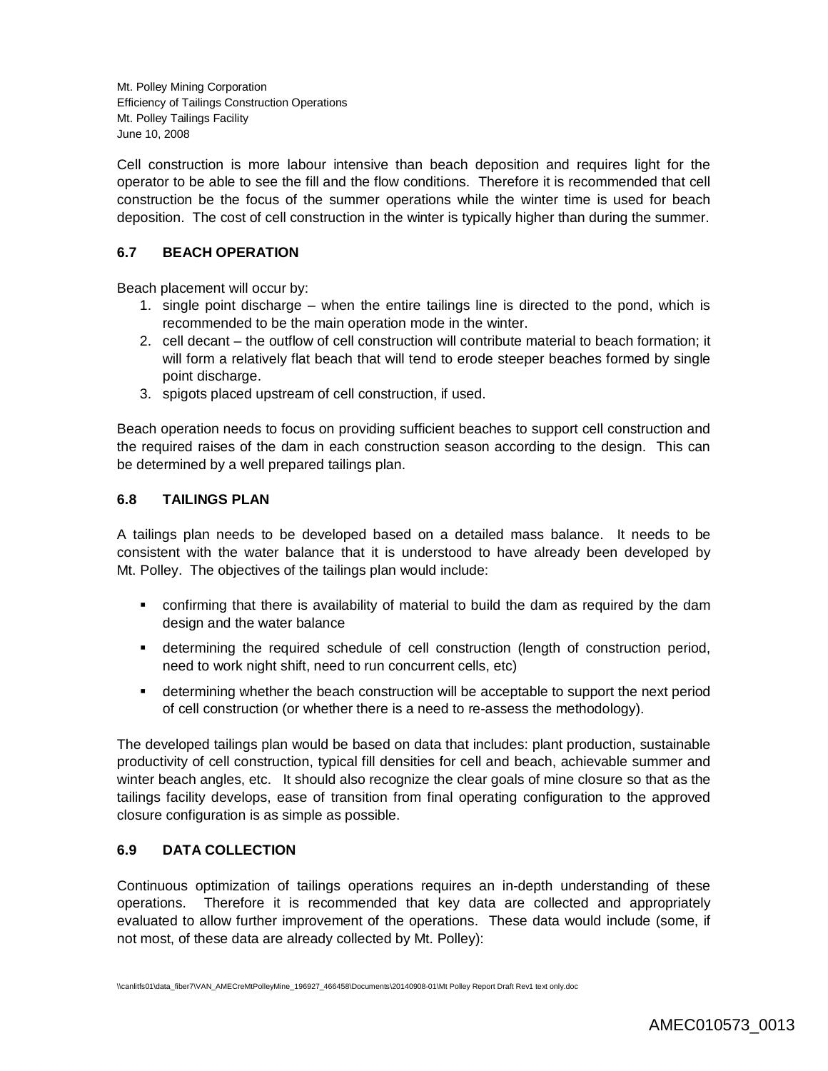Cell construction is more labour intensive than beach deposition and requires light for the operator to be able to see the fill and the flow conditions. Therefore it is recommended that cell construction be the focus of the summer operations while the winter time is used for beach deposition. The cost of cell construction in the winter is typically higher than during the summer.

### 6.7 BEACH OPERATION

Beach placement will occur by:

1. single point discharge – when the entire tailings line is directed to the pond, which is recommended to be the main operation mode in the winter.
2. cell decant – the outflow of cell construction will contribute material to beach formation; it will form a relatively flat beach that will tend to erode steeper beaches formed by single point discharge.
3. spigots placed upstream of cell construction, if used.

Beach operation needs to focus on providing sufficient beaches to support cell construction and the required raises of the dam in each construction season according to the design. This can be determined by a well prepared tailings plan.

### 6.8 TAILINGS PLAN

A tailings plan needs to be developed based on a detailed mass balance. It needs to be consistent with the water balance that it is understood to have already been developed by Mt. Polley. The objectives of the tailings plan would include:

- confirming that there is availability of material to build the dam as required by the dam design and the water balance
- determining the required schedule of cell construction (length of construction period, need to work night shift, need to run concurrent cells, etc)
- determining whether the beach construction will be acceptable to support the next period of cell construction (or whether there is a need to re-assess the methodology).

The developed tailings plan would be based on data that includes: plant production, sustainable productivity of cell construction, typical fill densities for cell and beach, achievable summer and winter beach angles, etc. It should also recognize the clear goals of mine closure so that as the tailings facility develops, ease of transition from final operating configuration to the approved closure configuration is as simple as possible.

### 6.9 DATA COLLECTION

Continuous optimization of tailings operations requires an in-depth understanding of these operations. Therefore it is recommended that key data are collected and appropriately evaluated to allow further improvement of the operations. These data would include (some, if not most, of these data are already collected by Mt. Polley):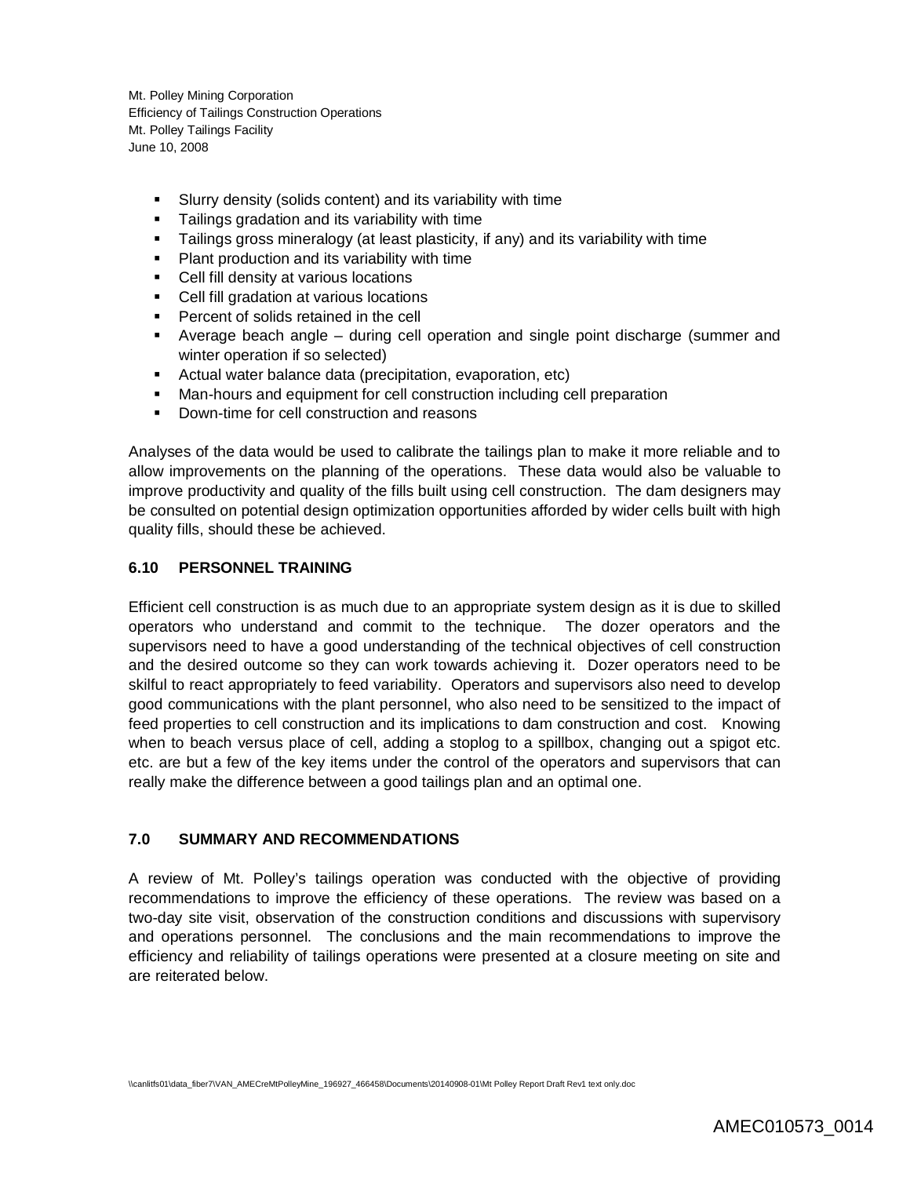- Slurry density (solids content) and its variability with time
- Tailings gradation and its variability with time
- Tailings gross mineralogy (at least plasticity, if any) and its variability with time
- Plant production and its variability with time
- Cell fill density at various locations
- Cell fill gradation at various locations
- Percent of solids retained in the cell
- Average beach angle – during cell operation and single point discharge (summer and winter operation if so selected)
- Actual water balance data (precipitation, evaporation, etc)
- Man-hours and equipment for cell construction including cell preparation
- Down-time for cell construction and reasons

Analyses of the data would be used to calibrate the tailings plan to make it more reliable and to allow improvements on the planning of the operations. These data would also be valuable to improve productivity and quality of the fills built using cell construction. The dam designers may be consulted on potential design optimization opportunities afforded by wider cells built with high quality fills, should these be achieved.

### 6.10 PERSONNEL TRAINING

Efficient cell construction is as much due to an appropriate system design as it is due to skilled operators who understand and commit to the technique. The dozer operators and the supervisors need to have a good understanding of the technical objectives of cell construction and the desired outcome so they can work towards achieving it. Dozer operators need to be skilful to react appropriately to feed variability. Operators and supervisors also need to develop good communications with the plant personnel, who also need to be sensitized to the impact of feed properties to cell construction and its implications to dam construction and cost. Knowing when to beach versus place of cell, adding a stoplog to a spillbox, changing out a spigot etc. etc. are but a few of the key items under the control of the operators and supervisors that can really make the difference between a good tailings plan and an optimal one.

## 7.0 SUMMARY AND RECOMMENDATIONS

A review of Mt. Polley's tailings operation was conducted with the objective of providing recommendations to improve the efficiency of these operations. The review was based on a two-day site visit, observation of the construction conditions and discussions with supervisory and operations personnel. The conclusions and the main recommendations to improve the efficiency and reliability of tailings operations were presented at a closure meeting on site and are reiterated below.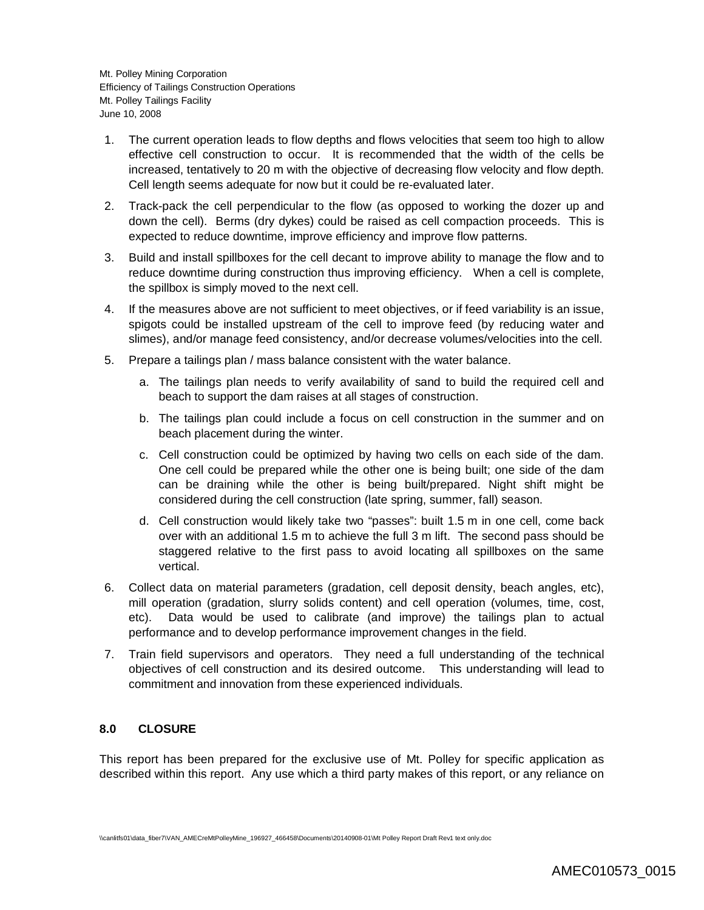1. The current operation leads to flow depths and flows velocities that seem too high to allow effective cell construction to occur. It is recommended that the width of the cells be increased, tentatively to 20 m with the objective of decreasing flow velocity and flow depth. Cell length seems adequate for now but it could be re-evaluated later.
2. Track-pack the cell perpendicular to the flow (as opposed to working the dozer up and down the cell). Berms (dry dykes) could be raised as cell compaction proceeds. This is expected to reduce downtime, improve efficiency and improve flow patterns.
3. Build and install spillboxes for the cell decant to improve ability to manage the flow and to reduce downtime during construction thus improving efficiency. When a cell is complete, the spillbox is simply moved to the next cell.
4. If the measures above are not sufficient to meet objectives, or if feed variability is an issue, spigots could be installed upstream of the cell to improve feed (by reducing water and slimes), and/or manage feed consistency, and/or decrease volumes/velocities into the cell.
5. Prepare a tailings plan / mass balance consistent with the water balance.
   a. The tailings plan needs to verify availability of sand to build the required cell and beach to support the dam raises at all stages of construction.
   b. The tailings plan could include a focus on cell construction in the summer and on beach placement during the winter.
   c. Cell construction could be optimized by having two cells on each side of the dam. One cell could be prepared while the other one is being built; one side of the dam can be draining while the other is being built/prepared. Night shift might be considered during the cell construction (late spring, summer, fall) season.
   d. Cell construction would likely take two "passes": built 1.5 m in one cell, come back over with an additional 1.5 m to achieve the full 3 m lift. The second pass should be staggered relative to the first pass to avoid locating all spillboxes on the same vertical.
6. Collect data on material parameters (gradation, cell deposit density, beach angles, etc), mill operation (gradation, slurry solids content) and cell operation (volumes, time, cost, etc). Data would be used to calibrate (and improve) the tailings plan to actual performance and to develop performance improvement changes in the field.
7. Train field supervisors and operators. They need a full understanding of the technical objectives of cell construction and its desired outcome. This understanding will lead to commitment and innovation from these experienced individuals.

## 8.0 CLOSURE

This report has been prepared for the exclusive use of Mt. Polley for specific application as described within this report. Any use which a third party makes of this report, or any reliance on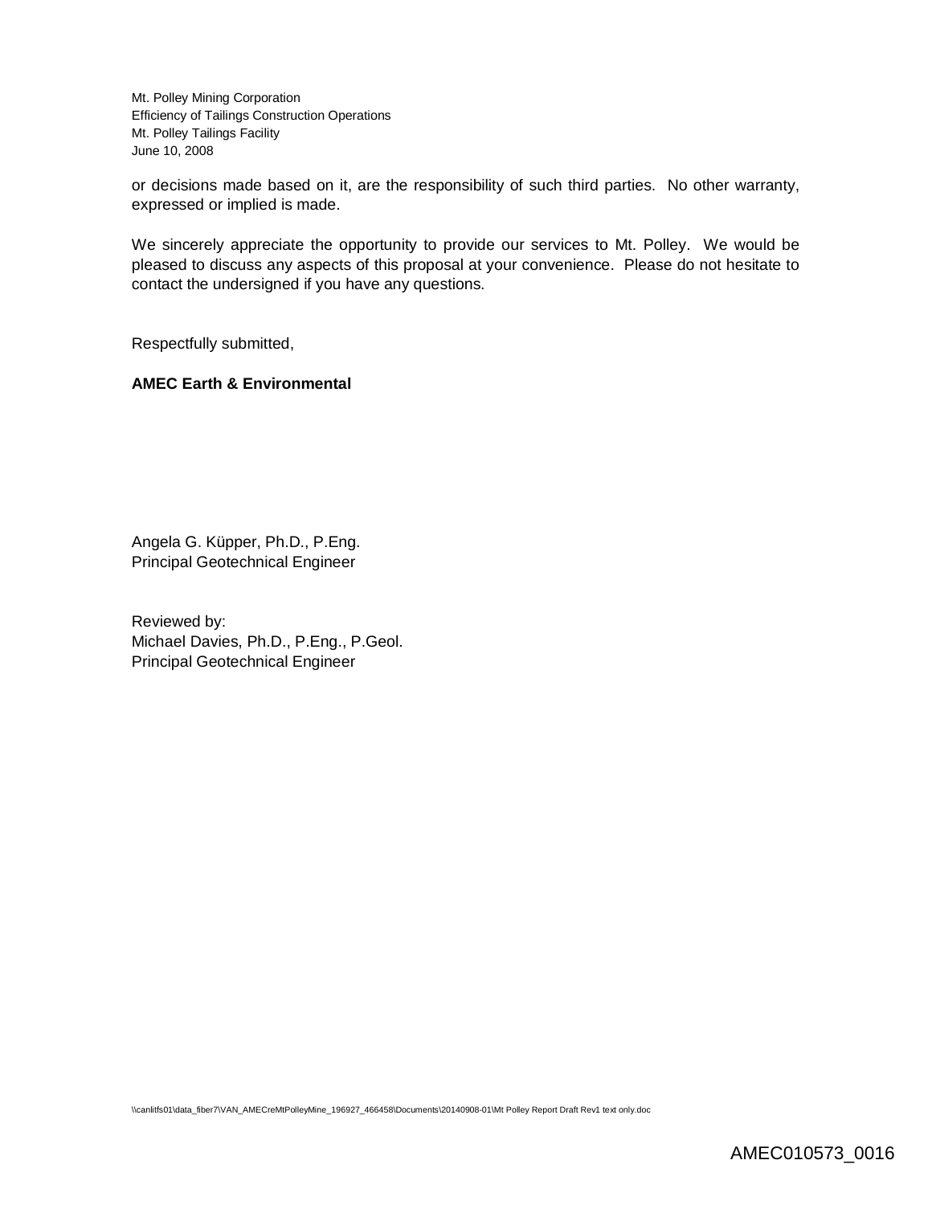or decisions made based on it, are the responsibility of such third parties. No other warranty, expressed or implied is made.

We sincerely appreciate the opportunity to provide our services to Mt. Polley. We would be pleased to discuss any aspects of this proposal at your convenience. Please do not hesitate to contact the undersigned if you have any questions.

Respectfully submitted,

**AMEC Earth & Environmental**

Angela G. Küpper, Ph.D., P.Eng.
Principal Geotechnical Engineer

Reviewed by:
Michael Davies, Ph.D., P.Eng., P.Geol.
Principal Geotechnical Engineer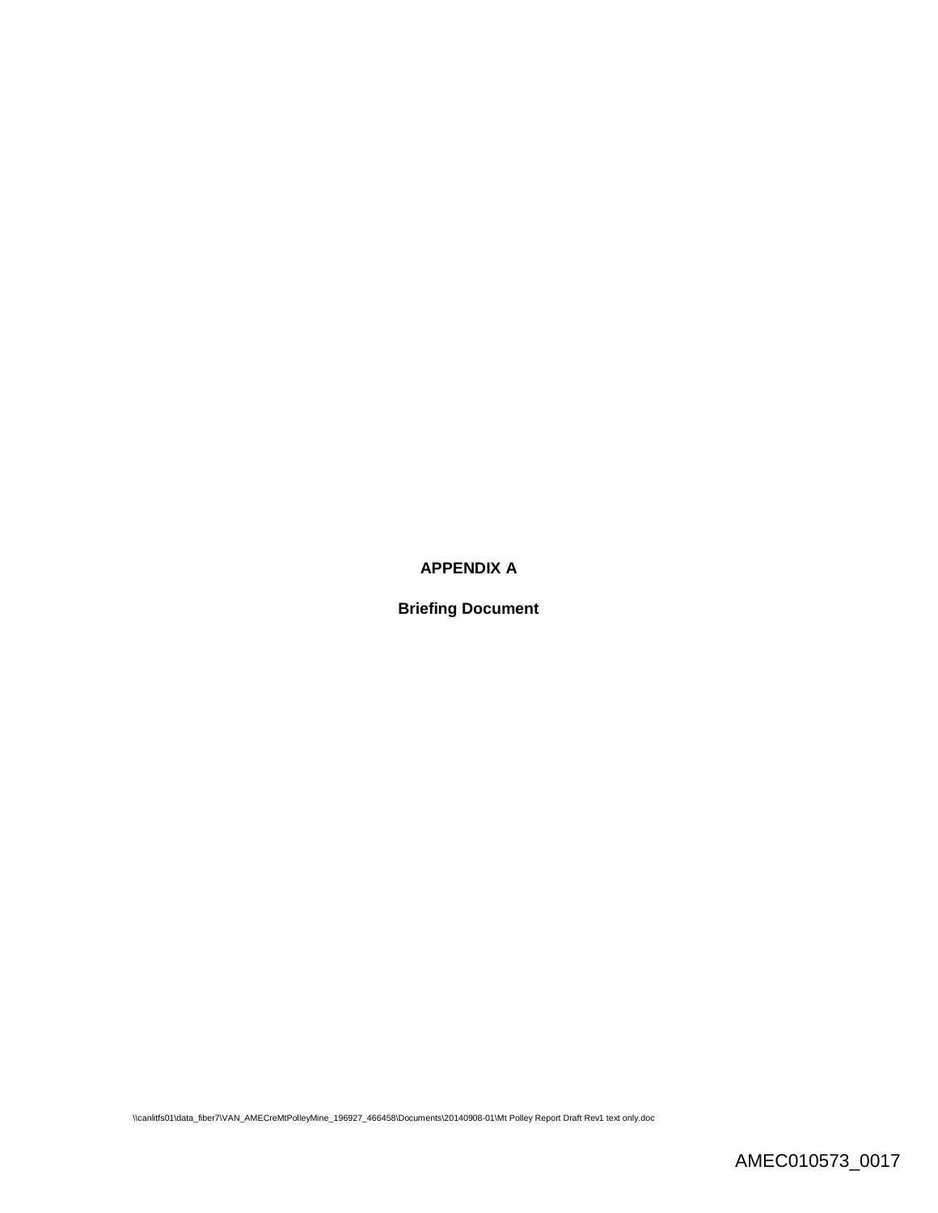**APPENDIX A**

**Briefing Document**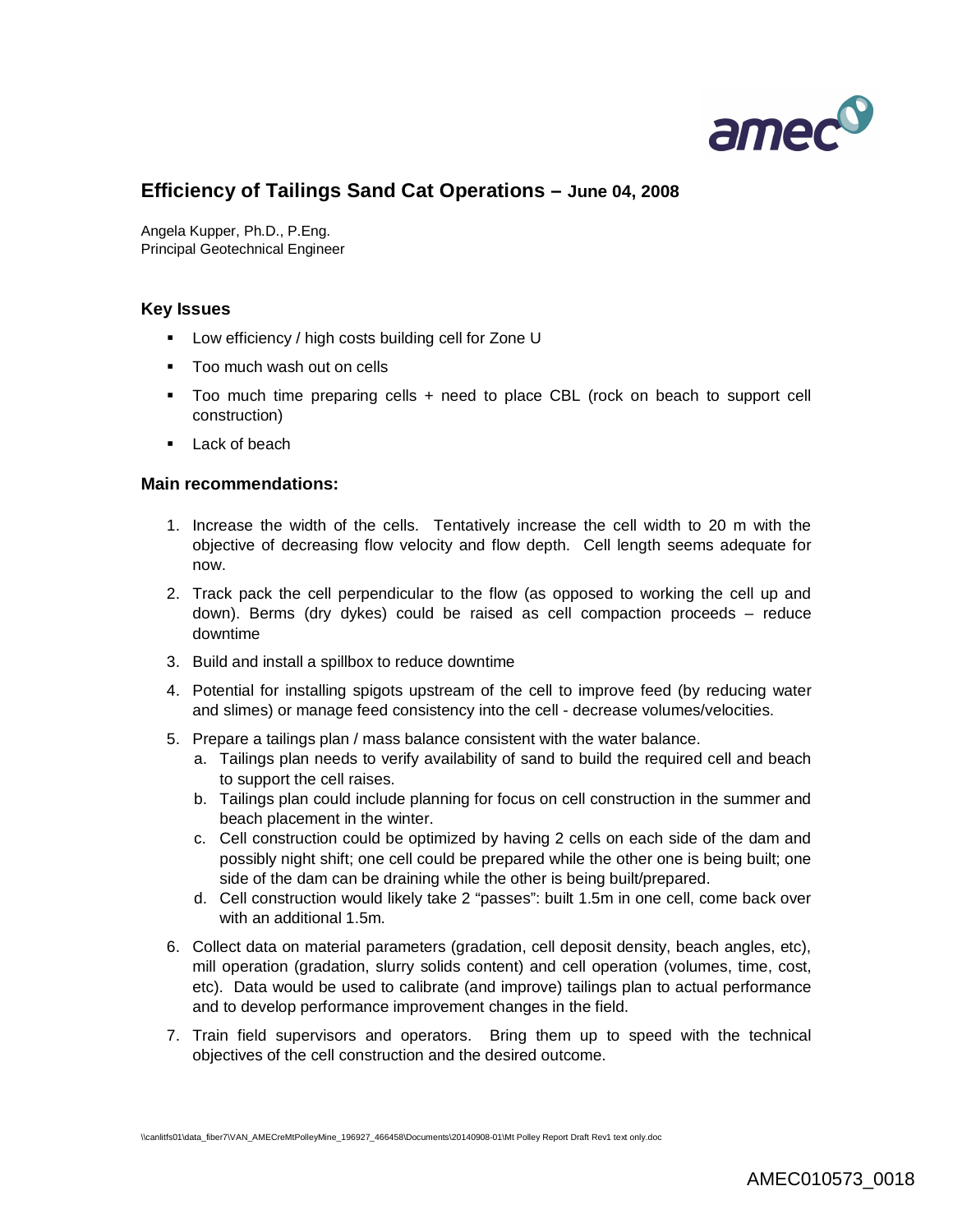## Efficiency of Tailings Sand Cat Operations – June 04, 2008

Angela Kupper, Ph.D., P.Eng.
Principal Geotechnical Engineer

### Key Issues

- Low efficiency / high costs building cell for Zone U
- Too much wash out on cells
- Too much time preparing cells + need to place CBL (rock on beach to support cell construction)
- Lack of beach

### Main recommendations:

1. Increase the width of the cells. Tentatively increase the cell width to 20 m with the objective of decreasing flow velocity and flow depth. Cell length seems adequate for now.
2. Track pack the cell perpendicular to the flow (as opposed to working the cell up and down). Berms (dry dykes) could be raised as cell compaction proceeds – reduce downtime
3. Build and install a spillbox to reduce downtime
4. Potential for installing spigots upstream of the cell to improve feed (by reducing water and slimes) or manage feed consistency into the cell - decrease volumes/velocities.
5. Prepare a tailings plan / mass balance consistent with the water balance.
   a. Tailings plan needs to verify availability of sand to build the required cell and beach to support the cell raises.
   b. Tailings plan could include planning for focus on cell construction in the summer and beach placement in the winter.
   c. Cell construction could be optimized by having 2 cells on each side of the dam and possibly night shift; one cell could be prepared while the other one is being built; one side of the dam can be draining while the other is being built/prepared.
   d. Cell construction would likely take 2 "passes": built 1.5m in one cell, come back over with an additional 1.5m.
6. Collect data on material parameters (gradation, cell deposit density, beach angles, etc), mill operation (gradation, slurry solids content) and cell operation (volumes, time, cost, etc). Data would be used to calibrate (and improve) tailings plan to actual performance and to develop performance improvement changes in the field.
7. Train field supervisors and operators. Bring them up to speed with the technical objectives of the cell construction and the desired outcome.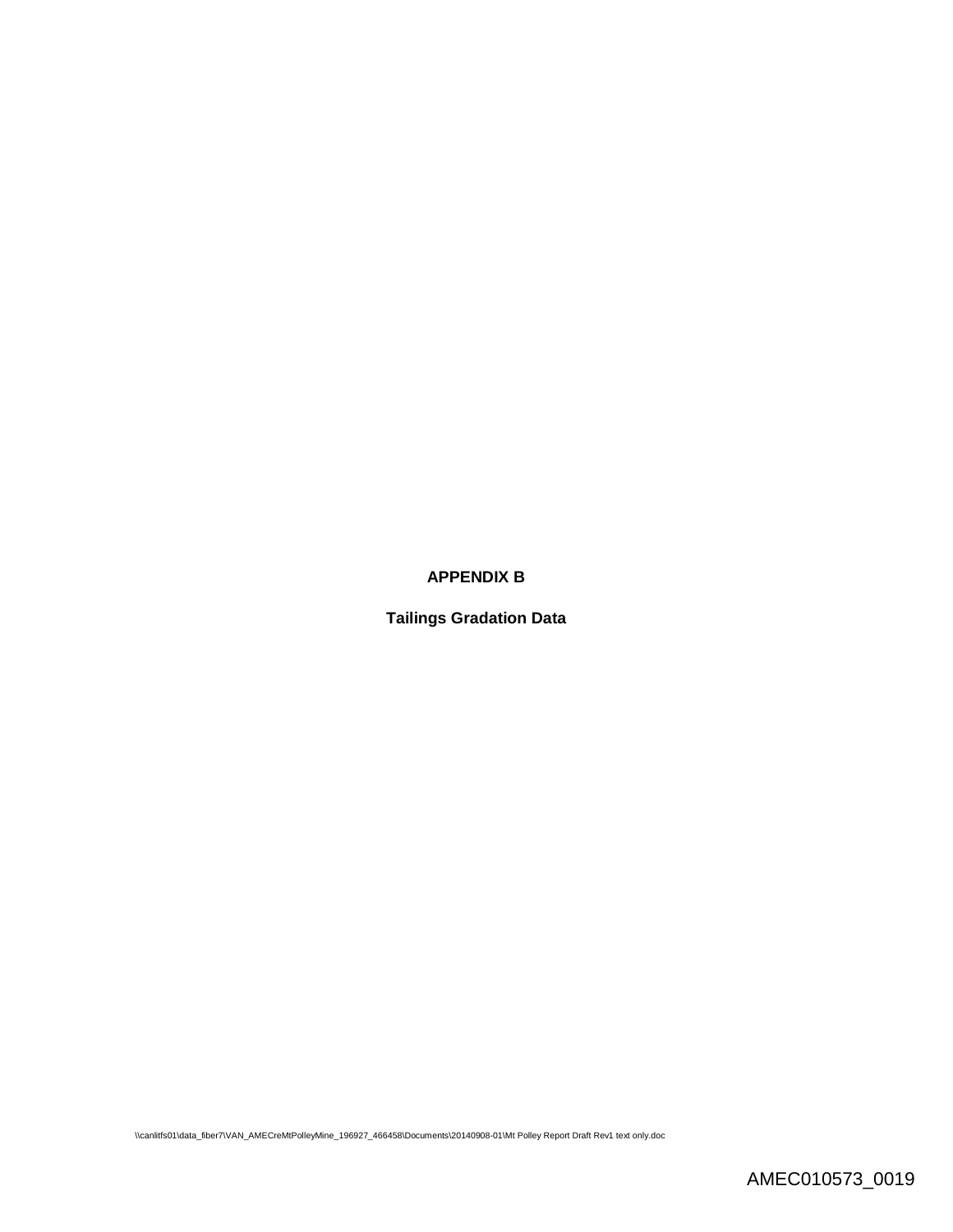# APPENDIX B

## Tailings Gradation Data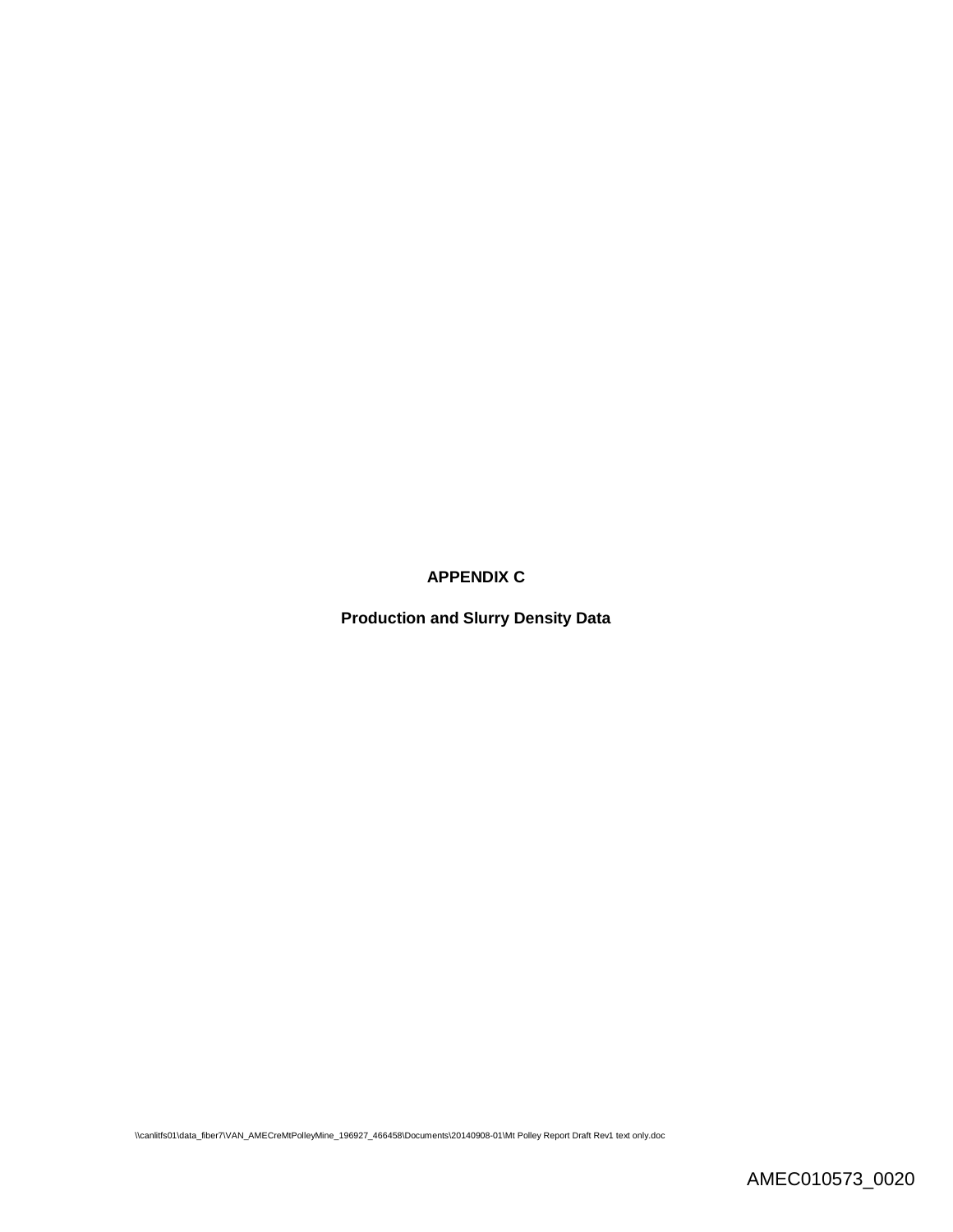**APPENDIX C**

**Production and Slurry Density Data**

\\canlitfs01\data_fiber7\VAN_AMECreMtPolleyMine_196927_466458\Documents\20140908-01\Mt Polley Report Draft Rev1 text only.doc

AMEC010573_0020